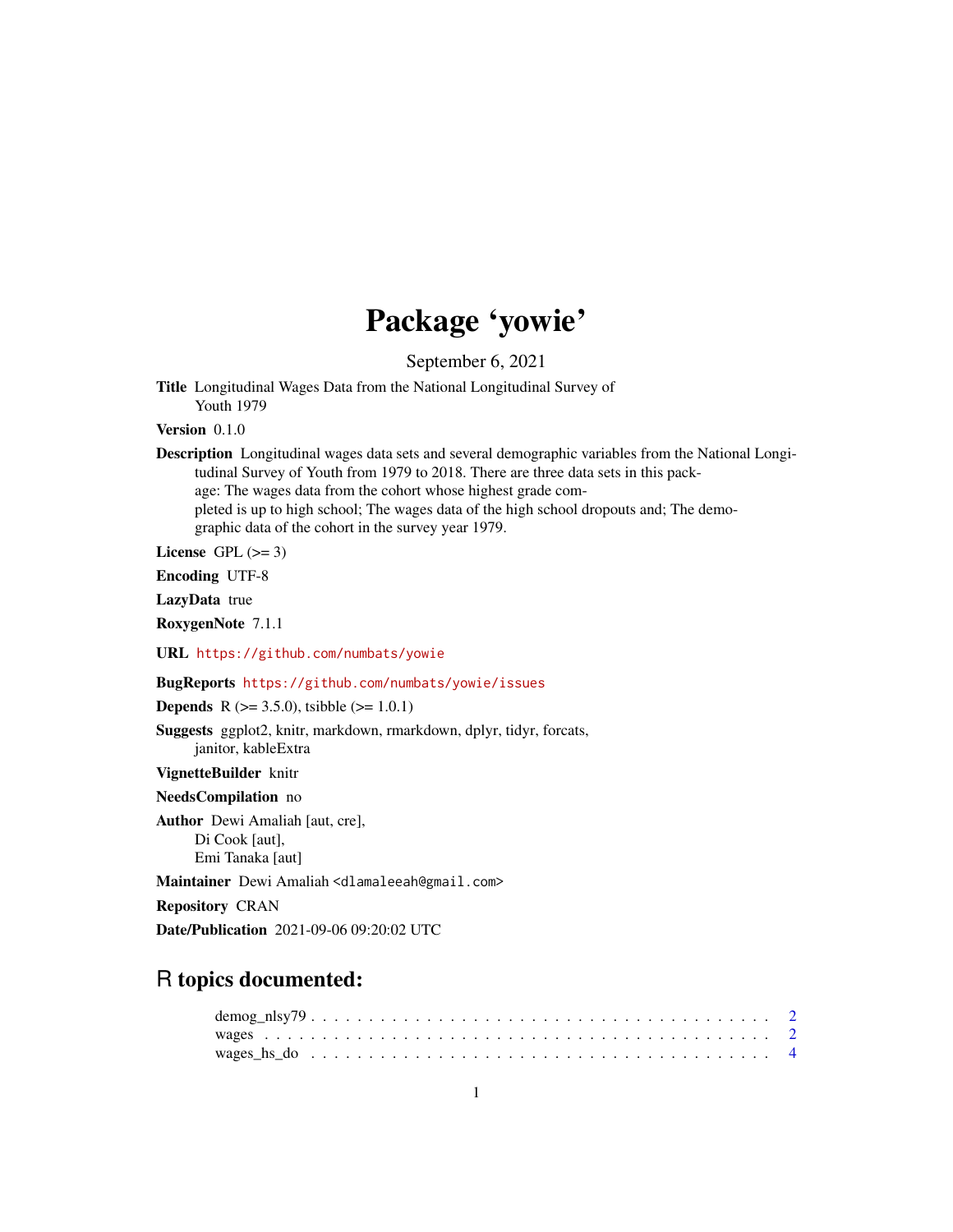# Package 'yowie'

September 6, 2021

**Title** Longitudinal Wages Data from the National Longitudinal Survey of Youth 1979

**Version** 0.1.0

**Description** Longitudinal wages data sets and several demographic variables from the National Longitudinal Survey of Youth from 1979 to 2018. There are three data sets in this package: The wages data from the cohort whose highest grade completed is up to high school; The wages data of the high school dropouts and; The demographic data of the cohort in the survey year 1979.

**License** GPL (>= 3)

**Encoding** UTF-8

**LazyData** true

**RoxygenNote** 7.1.1

**URL** https://github.com/numbats/yowie

**BugReports** https://github.com/numbats/yowie/issues

**Depends** R (>= 3.5.0), tsibble (>= 1.0.1)

**Suggests** ggplot2, knitr, markdown, rmarkdown, dplyr, tidyr, forcats, janitor, kableExtra

**VignetteBuilder** knitr

**NeedsCompilation** no

**Author** Dewi Amaliah [aut, cre], Di Cook [aut], Emi Tanaka [aut]

**Maintainer** Dewi Amaliah <dlamaleeah@gmail.com>

**Repository** CRAN

**Date/Publication** 2021-09-06 09:20:02 UTC

## R topics documented:

demog_nlsy79 . . . . . . . . . . . . . . . . . . . . . . . . . . . . . . . . . . . . . . . . 2
wages . . . . . . . . . . . . . . . . . . . . . . . . . . . . . . . . . . . . . . . . . . . . 2
wages_hs_do . . . . . . . . . . . . . . . . . . . . . . . . . . . . . . . . . . . . . . . . 4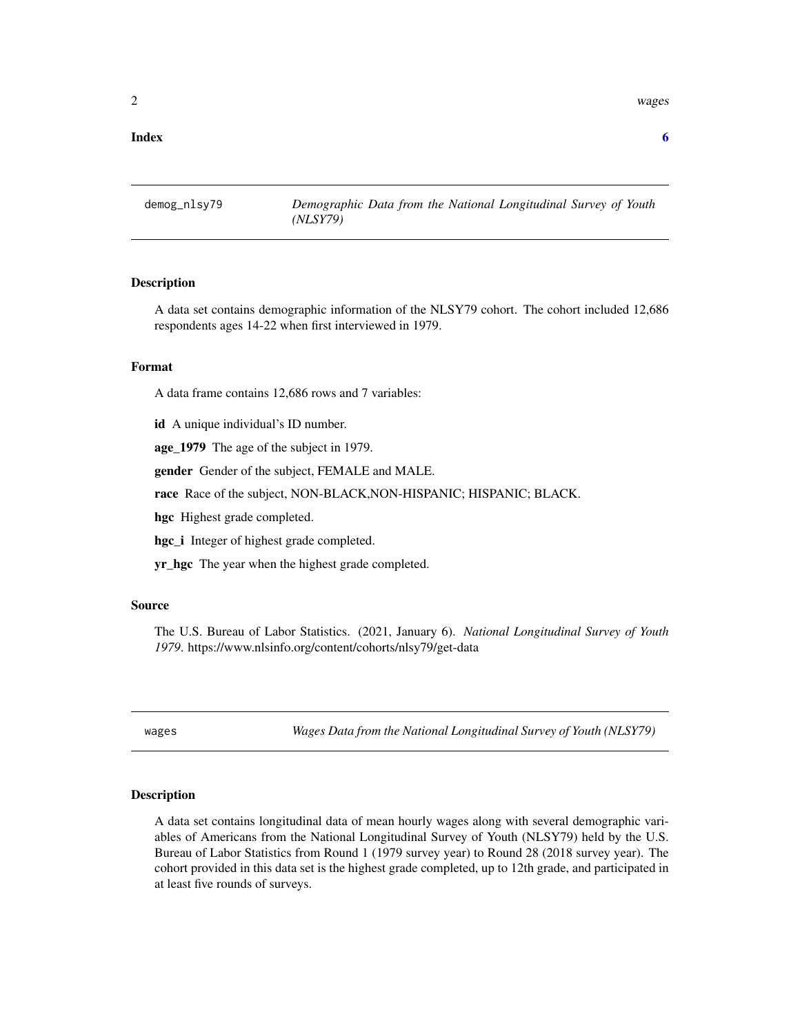**Index** **6**

# demog_nlsy79 — *Demographic Data from the National Longitudinal Survey of Youth (NLSY79)*

## Description

A data set contains demographic information of the NLSY79 cohort. The cohort included 12,686 respondents ages 14-22 when first interviewed in 1979.

## Format

A data frame contains 12,686 rows and 7 variables:

**id** A unique individual's ID number.

**age_1979** The age of the subject in 1979.

**gender** Gender of the subject, FEMALE and MALE.

**race** Race of the subject, NON-BLACK,NON-HISPANIC; HISPANIC; BLACK.

**hgc** Highest grade completed.

**hgc_i** Integer of highest grade completed.

**yr_hgc** The year when the highest grade completed.

## Source

The U.S. Bureau of Labor Statistics. (2021, January 6). *National Longitudinal Survey of Youth 1979*. https://www.nlsinfo.org/content/cohorts/nlsy79/get-data

# wages — *Wages Data from the National Longitudinal Survey of Youth (NLSY79)*

## Description

A data set contains longitudinal data of mean hourly wages along with several demographic variables of Americans from the National Longitudinal Survey of Youth (NLSY79) held by the U.S. Bureau of Labor Statistics from Round 1 (1979 survey year) to Round 28 (2018 survey year). The cohort provided in this data set is the highest grade completed, up to 12th grade, and participated in at least five rounds of surveys.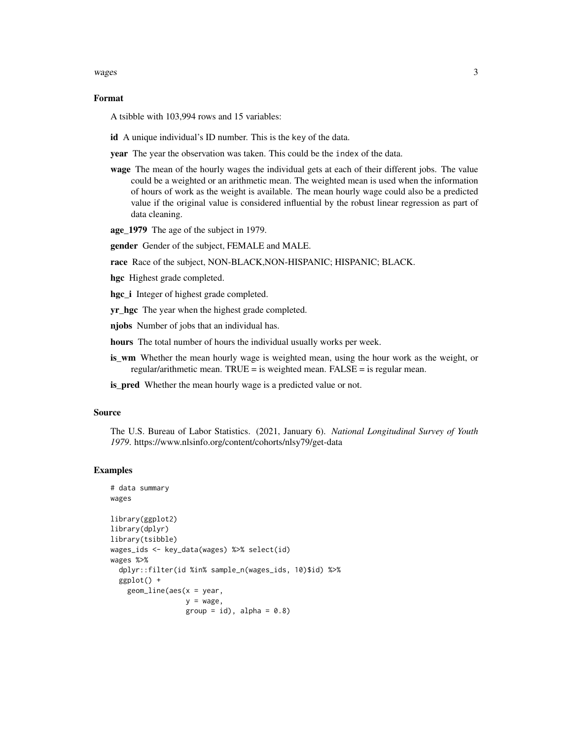## Format

A tsibble with 103,994 rows and 15 variables:

**id** A unique individual's ID number. This is the `key` of the data.

**year** The year the observation was taken. This could be the `index` of the data.

**wage** The mean of the hourly wages the individual gets at each of their different jobs. The value could be a weighted or an arithmetic mean. The weighted mean is used when the information of hours of work as the weight is available. The mean hourly wage could also be a predicted value if the original value is considered influential by the robust linear regression as part of data cleaning.

**age_1979** The age of the subject in 1979.

**gender** Gender of the subject, FEMALE and MALE.

**race** Race of the subject, NON-BLACK,NON-HISPANIC; HISPANIC; BLACK.

**hgc** Highest grade completed.

**hgc_i** Integer of highest grade completed.

**yr_hgc** The year when the highest grade completed.

**njobs** Number of jobs that an individual has.

**hours** The total number of hours the individual usually works per week.

**is_wm** Whether the mean hourly wage is weighted mean, using the hour work as the weight, or regular/arithmetic mean. TRUE = is weighted mean. FALSE = is regular mean.

**is_pred** Whether the mean hourly wage is a predicted value or not.

## Source

The U.S. Bureau of Labor Statistics. (2021, January 6). *National Longitudinal Survey of Youth 1979*. https://www.nlsinfo.org/content/cohorts/nlsy79/get-data

## Examples

```
# data summary
wages

library(ggplot2)
library(dplyr)
library(tsibble)
wages_ids <- key_data(wages) %>% select(id)
wages %>%
  dplyr::filter(id %in% sample_n(wages_ids, 10)$id) %>%
  ggplot() +
    geom_line(aes(x = year,
                  y = wage,
                  group = id), alpha = 0.8)
```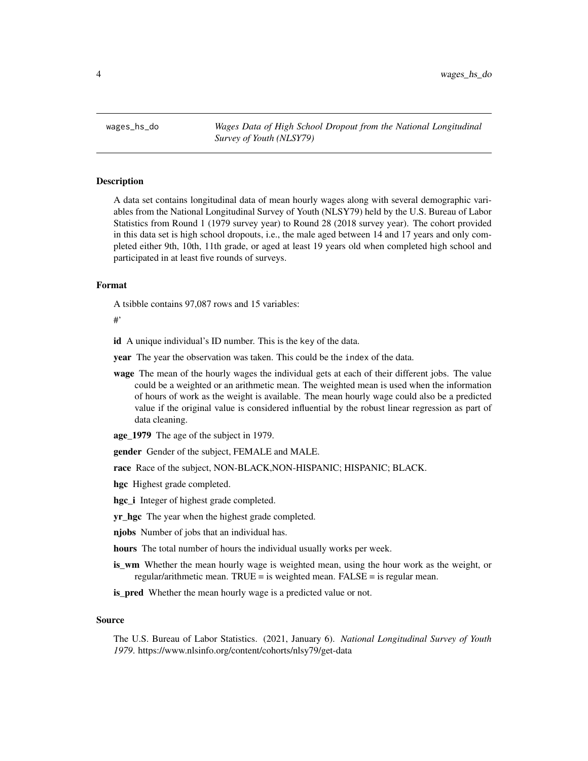wages_hs_do *Wages Data of High School Dropout from the National Longitudinal Survey of Youth (NLSY79)*

## Description

A data set contains longitudinal data of mean hourly wages along with several demographic variables from the National Longitudinal Survey of Youth (NLSY79) held by the U.S. Bureau of Labor Statistics from Round 1 (1979 survey year) to Round 28 (2018 survey year). The cohort provided in this data set is high school dropouts, i.e., the male aged between 14 and 17 years and only completed either 9th, 10th, 11th grade, or aged at least 19 years old when completed high school and participated in at least five rounds of surveys.

## Format

A tsibble contains 97,087 rows and 15 variables:

#'

**id** A unique individual's ID number. This is the key of the data.

**year** The year the observation was taken. This could be the index of the data.

**wage** The mean of the hourly wages the individual gets at each of their different jobs. The value could be a weighted or an arithmetic mean. The weighted mean is used when the information of hours of work as the weight is available. The mean hourly wage could also be a predicted value if the original value is considered influential by the robust linear regression as part of data cleaning.

**age_1979** The age of the subject in 1979.

**gender** Gender of the subject, FEMALE and MALE.

**race** Race of the subject, NON-BLACK,NON-HISPANIC; HISPANIC; BLACK.

**hgc** Highest grade completed.

**hgc_i** Integer of highest grade completed.

**yr_hgc** The year when the highest grade completed.

**njobs** Number of jobs that an individual has.

**hours** The total number of hours the individual usually works per week.

**is_wm** Whether the mean hourly wage is weighted mean, using the hour work as the weight, or regular/arithmetic mean. TRUE = is weighted mean. FALSE = is regular mean.

**is_pred** Whether the mean hourly wage is a predicted value or not.

## Source

The U.S. Bureau of Labor Statistics. (2021, January 6). *National Longitudinal Survey of Youth 1979*. https://www.nlsinfo.org/content/cohorts/nlsy79/get-data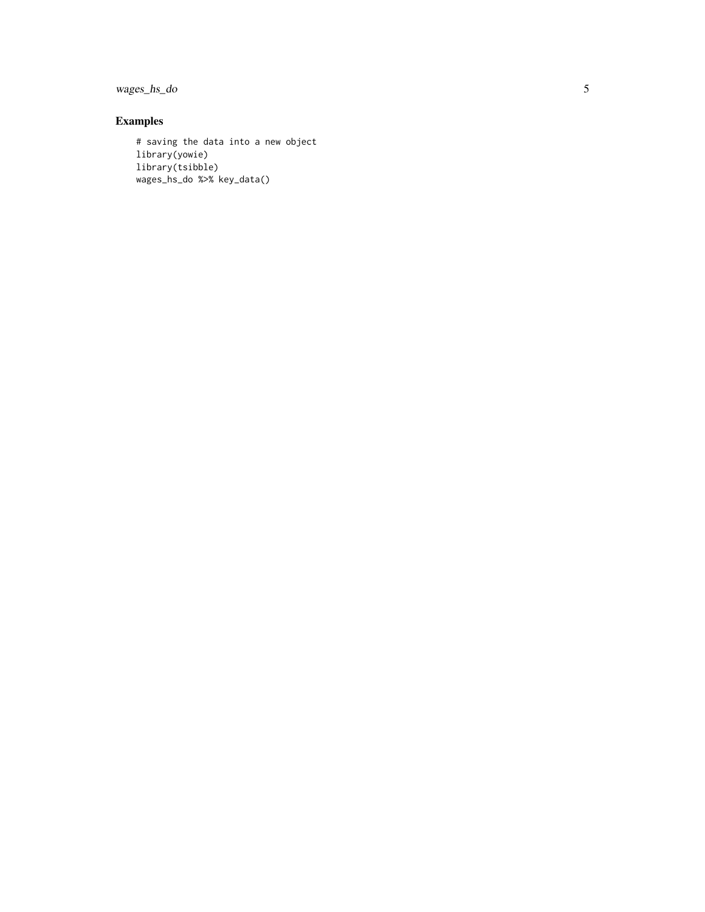## Examples

```
# saving the data into a new object
library(yowie)
library(tsibble)
wages_hs_do %>% key_data()
```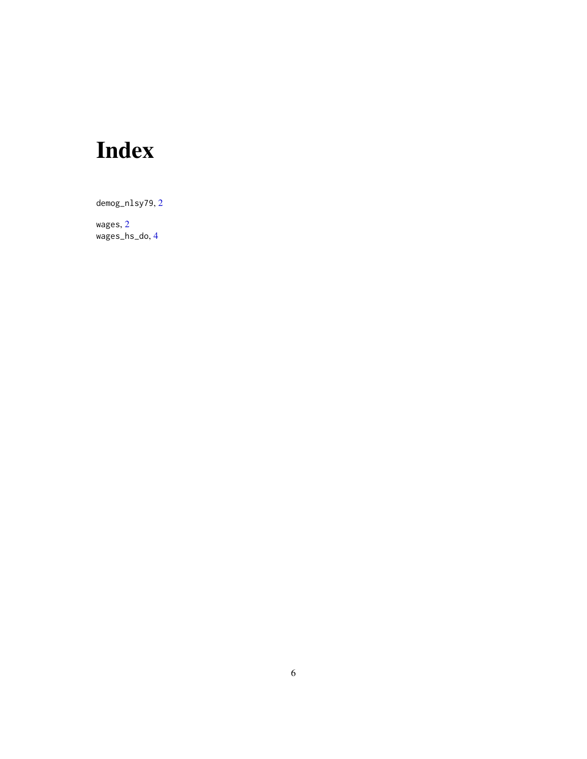# Index

demog_nlsy79, 2

wages, 2
wages_hs_do, 4